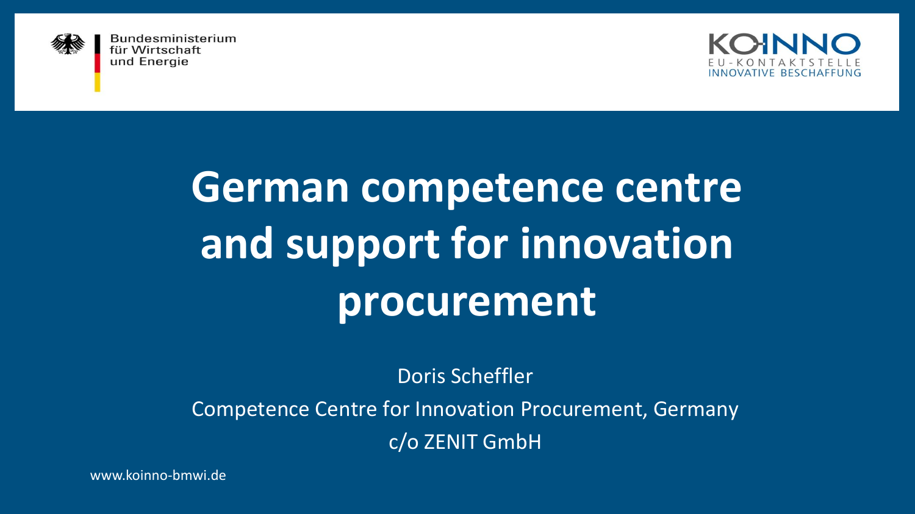Bundesministerium für Wirtschaft und Energie

KOINNO
EU-KONTAKTSTELLE
INNOVATIVE BESCHAFFUNG

# German competence centre and support for innovation procurement

Doris Scheffler

Competence Centre for Innovation Procurement, Germany

c/o ZENIT GmbH

www.koinno-bmwi.de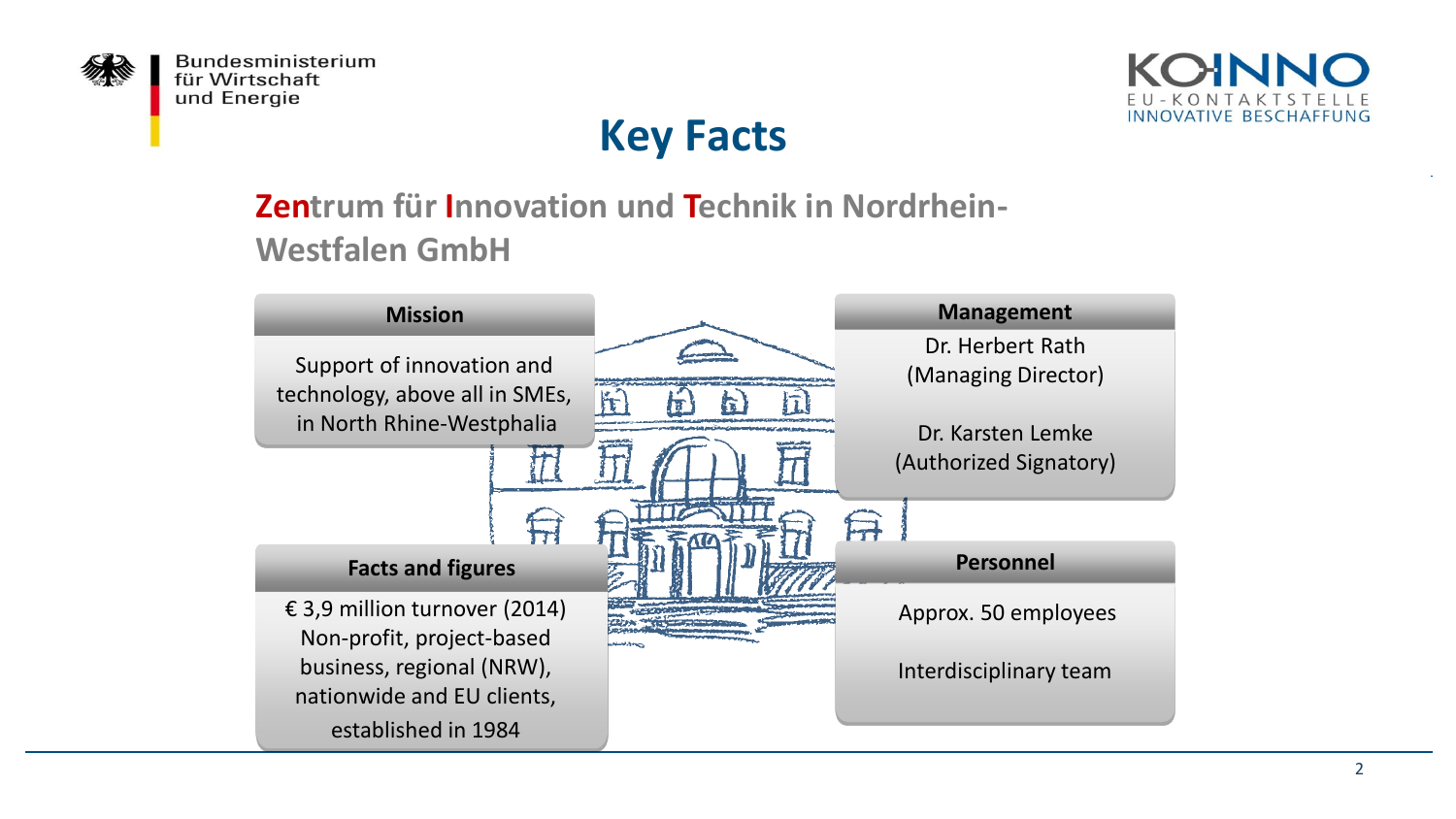# Key Facts

## Zentrum für Innovation und Technik in Nordrhein-Westfalen GmbH

### Mission

Support of innovation and technology, above all in SMEs, in North Rhine-Westphalia

### Management

Dr. Herbert Rath
(Managing Director)

Dr. Karsten Lemke
(Authorized Signatory)

### Facts and figures

€ 3,9 million turnover (2014)
Non-profit, project-based business, regional (NRW), nationwide and EU clients, established in 1984

### Personnel

Approx. 50 employees

Interdisciplinary team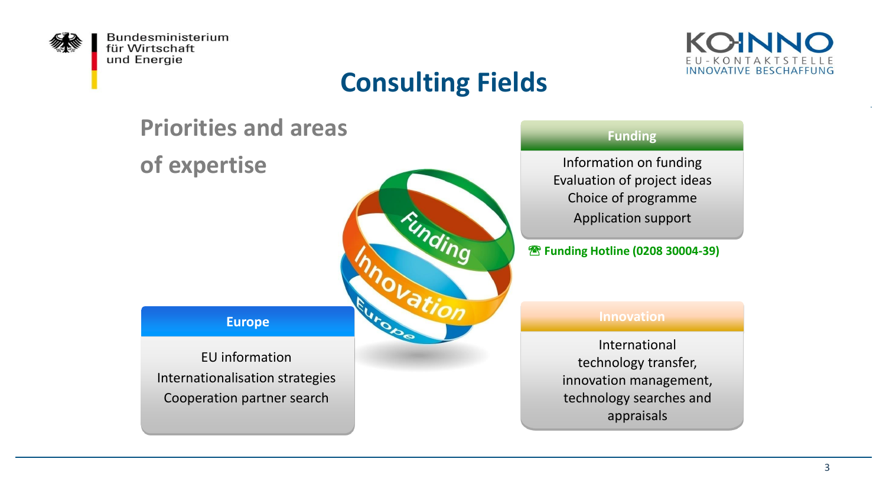# Consulting Fields

## Priorities and areas of expertise

### Funding

Information on funding
Evaluation of project ideas
Choice of programme
Application support

☎ **Funding Hotline (0208 30004-39)**

### Europe

EU information
Internationalisation strategies
Cooperation partner search

### Innovation

International technology transfer, innovation management, technology searches and appraisals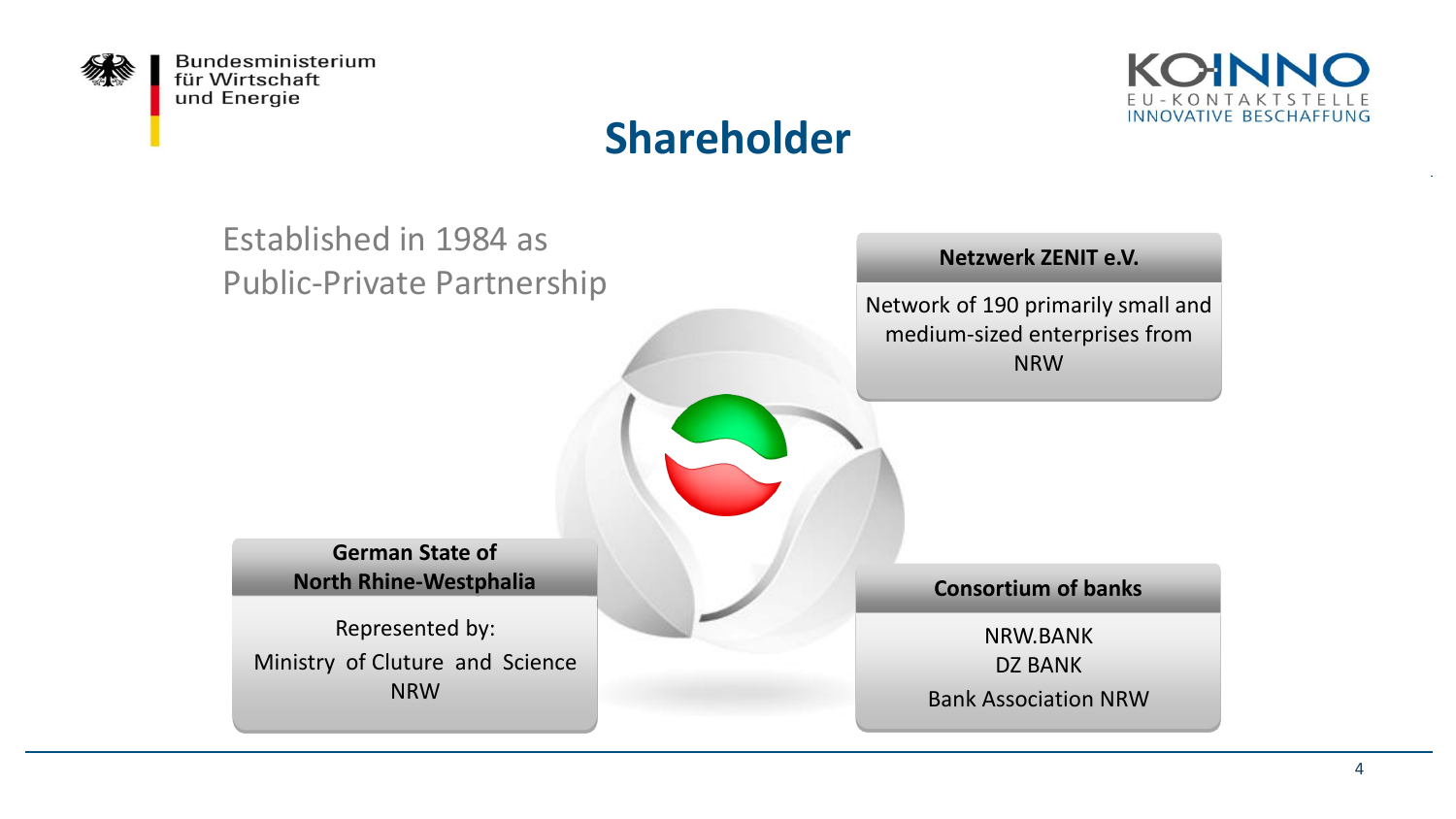# Shareholder

Established in 1984 as Public-Private Partnership

### Netzwerk ZENIT e.V.

Network of 190 primarily small and medium-sized enterprises from NRW

### German State of North Rhine-Westphalia

Represented by:
Ministry of Cluture and Science NRW

### Consortium of banks

NRW.BANK
DZ BANK
Bank Association NRW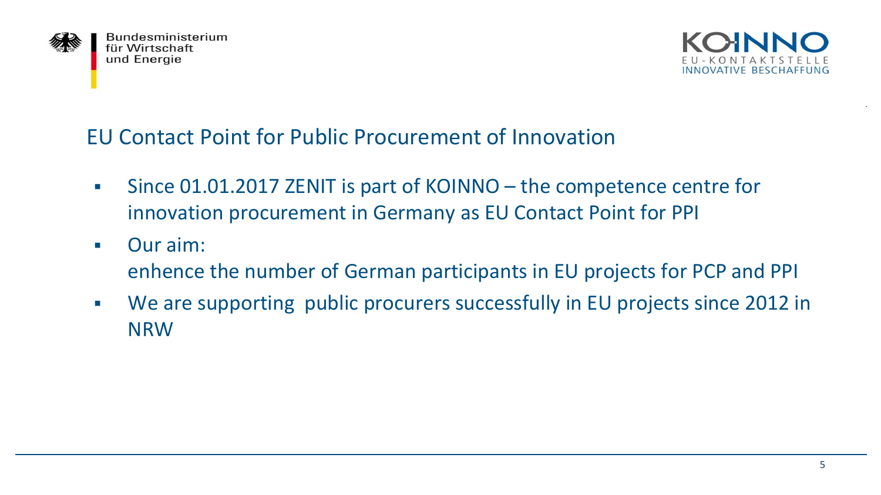## EU Contact Point for Public Procurement of Innovation

- Since 01.01.2017 ZENIT is part of KOINNO – the competence centre for innovation procurement in Germany as EU Contact Point for PPI
- Our aim:
  enhence the number of German participants in EU projects for PCP and PPI
- We are supporting public procurers successfully in EU projects since 2012 in NRW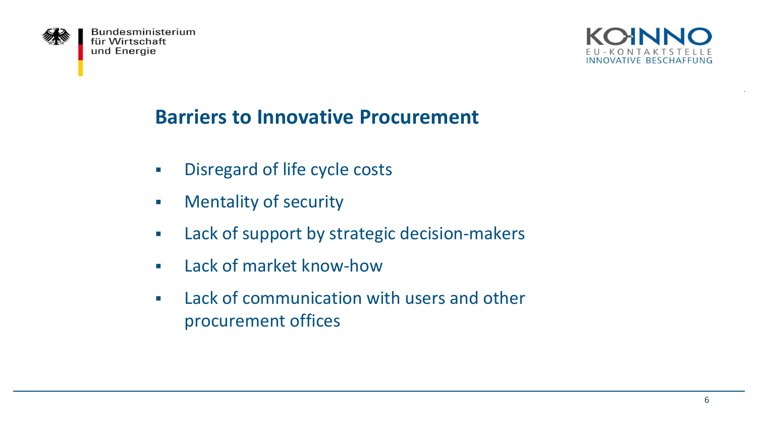## Barriers to Innovative Procurement

- Disregard of life cycle costs
- Mentality of security
- Lack of support by strategic decision-makers
- Lack of market know-how
- Lack of communication with users and other procurement offices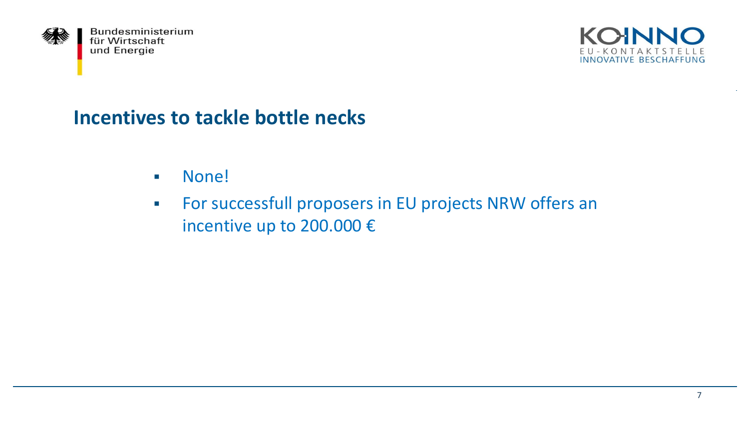## Incentives to tackle bottle necks

- None!
- For successfull proposers in EU projects NRW offers an incentive up to 200.000 €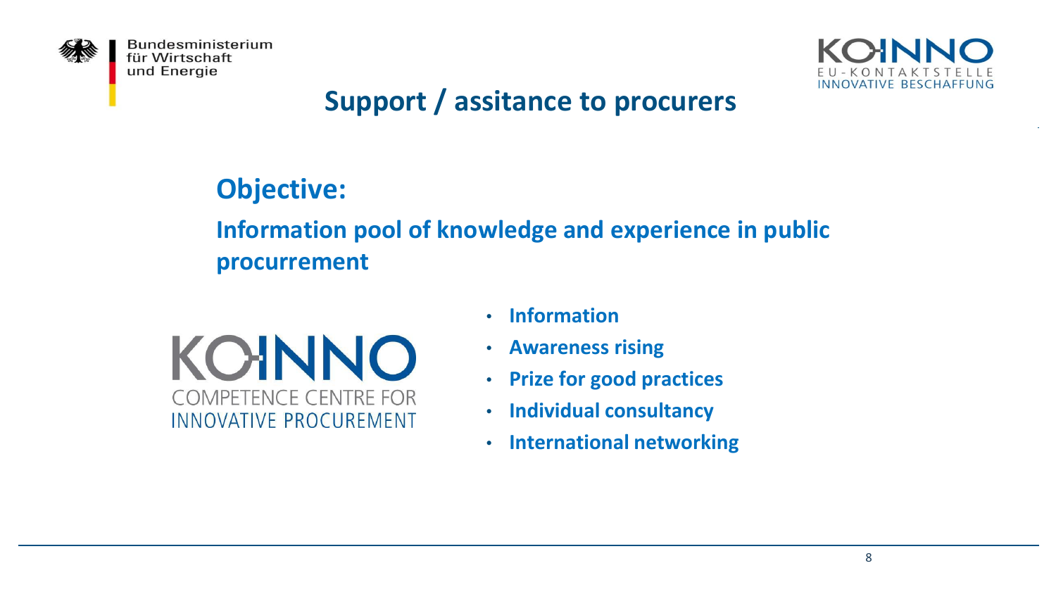# Support / assitance to procurers

## Objective:

**Information pool of knowledge and experience in public procurement**

KOINNO
COMPETENCE CENTRE FOR INNOVATIVE PROCUREMENT

- **Information**
- **Awareness rising**
- **Prize for good practices**
- **Individual consultancy**
- **International networking**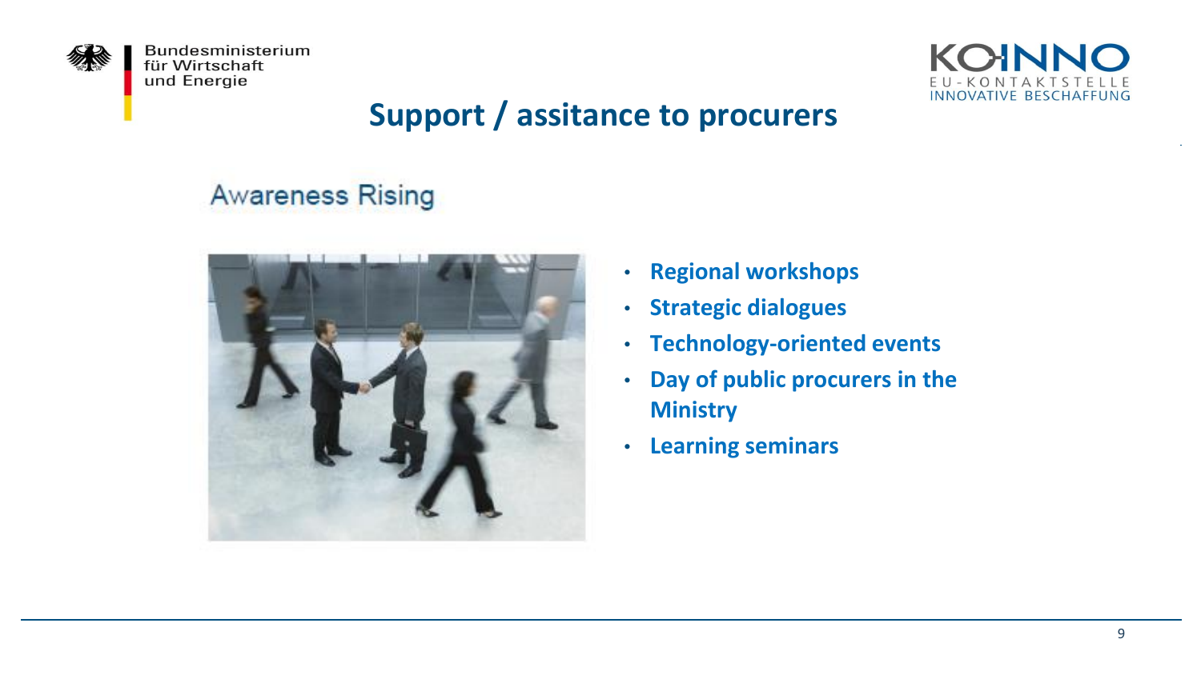# Support / assitance to procurers

## Awareness Rising

- **Regional workshops**
- **Strategic dialogues**
- **Technology-oriented events**
- **Day of public procurers in the Ministry**
- **Learning seminars**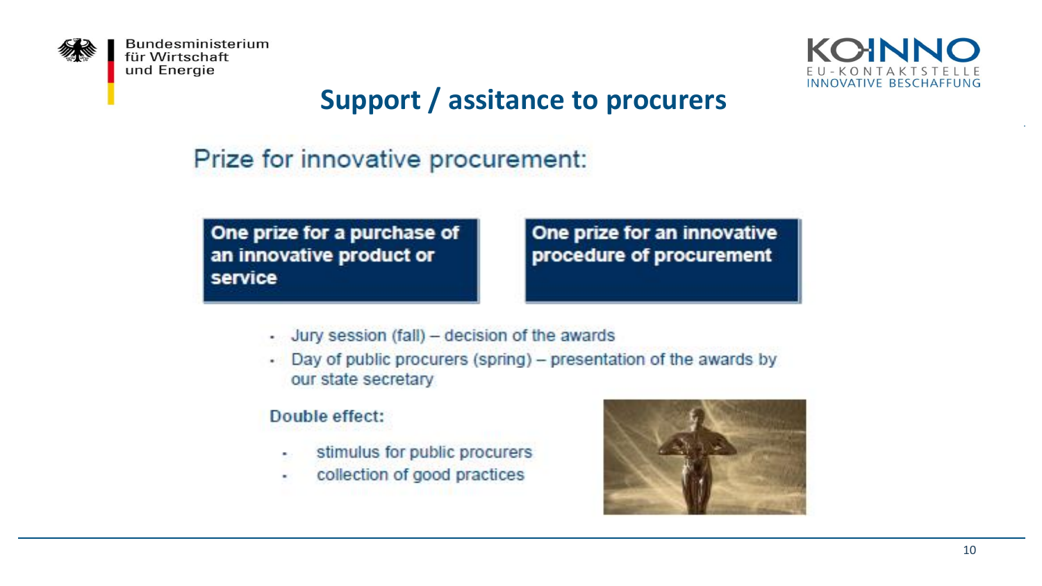# Support / assitance to procurers

## Prize for innovative procurement:

**One prize for a purchase of an innovative product or service**

**One prize for an innovative procedure of procurement**

- Jury session (fall) – decision of the awards
- Day of public procurers (spring) – presentation of the awards by our state secretary

**Double effect:**

- stimulus for public procurers
- collection of good practices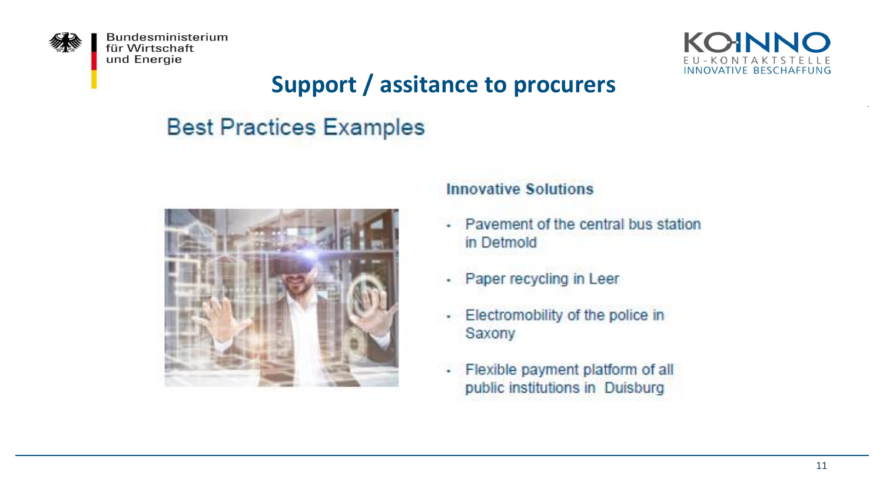# Support / assitance to procurers

## Best Practices Examples

### Innovative Solutions

- Pavement of the central bus station in Detmold
- Paper recycling in Leer
- Electromobility of the police in Saxony
- Flexible payment platform of all public institutions in Duisburg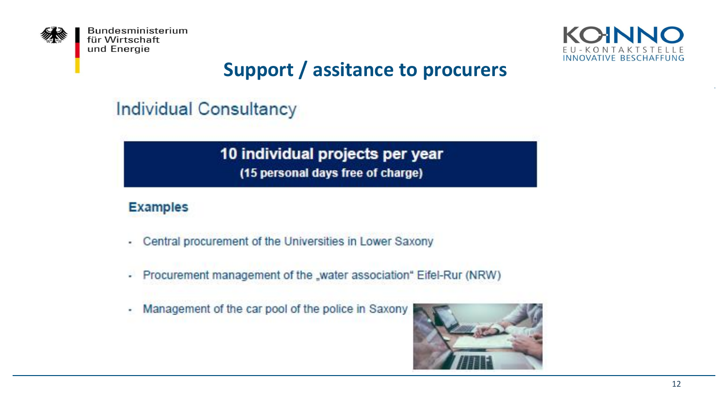# Support / assitance to procurers

## Individual Consultancy

**10 individual projects per year**
**(15 personal days free of charge)**

### Examples

- Central procurement of the Universities in Lower Saxony
- Procurement management of the „water association" Eifel-Rur (NRW)
- Management of the car pool of the police in Saxony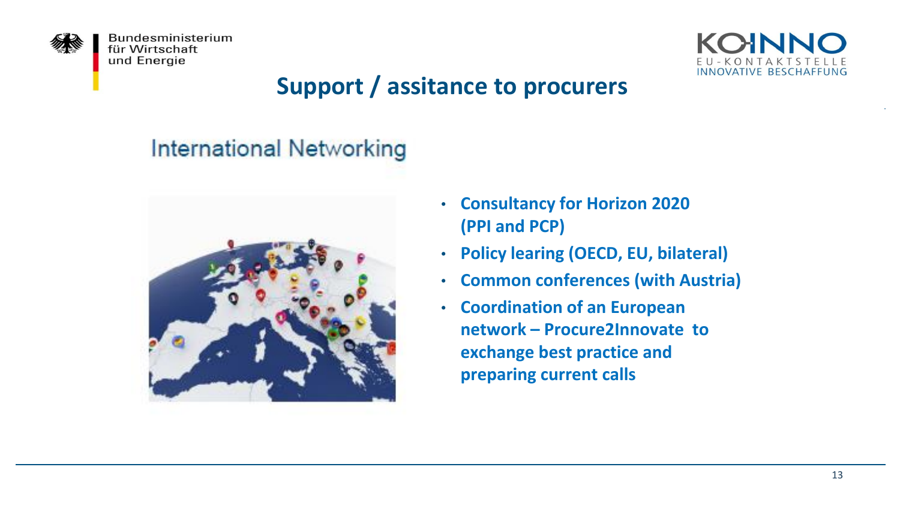# Support / assitance to procurers

## International Networking

- Consultancy for Horizon 2020 (PPI and PCP)
- Policy learing (OECD, EU, bilateral)
- Common conferences (with Austria)
- Coordination of an European network – Procure2Innovate to exchange best practice and preparing current calls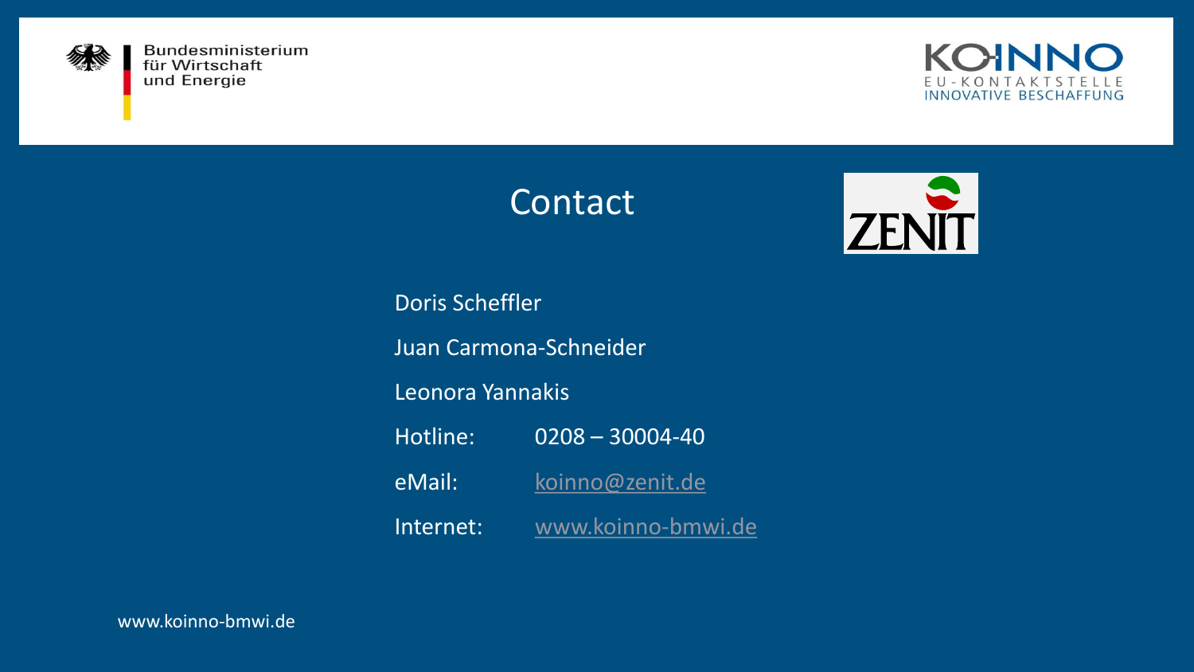Bundesministerium
für Wirtschaft
und Energie

KOINNO
EU-KONTAKTSTELLE
INNOVATIVE BESCHAFFUNG

# Contact

ZENIT

Doris Scheffler

Juan Carmona-Schneider

Leonora Yannakis

Hotline: 0208 – 30004-40

eMail: koinno@zenit.de

Internet: www.koinno-bmwi.de

www.koinno-bmwi.de